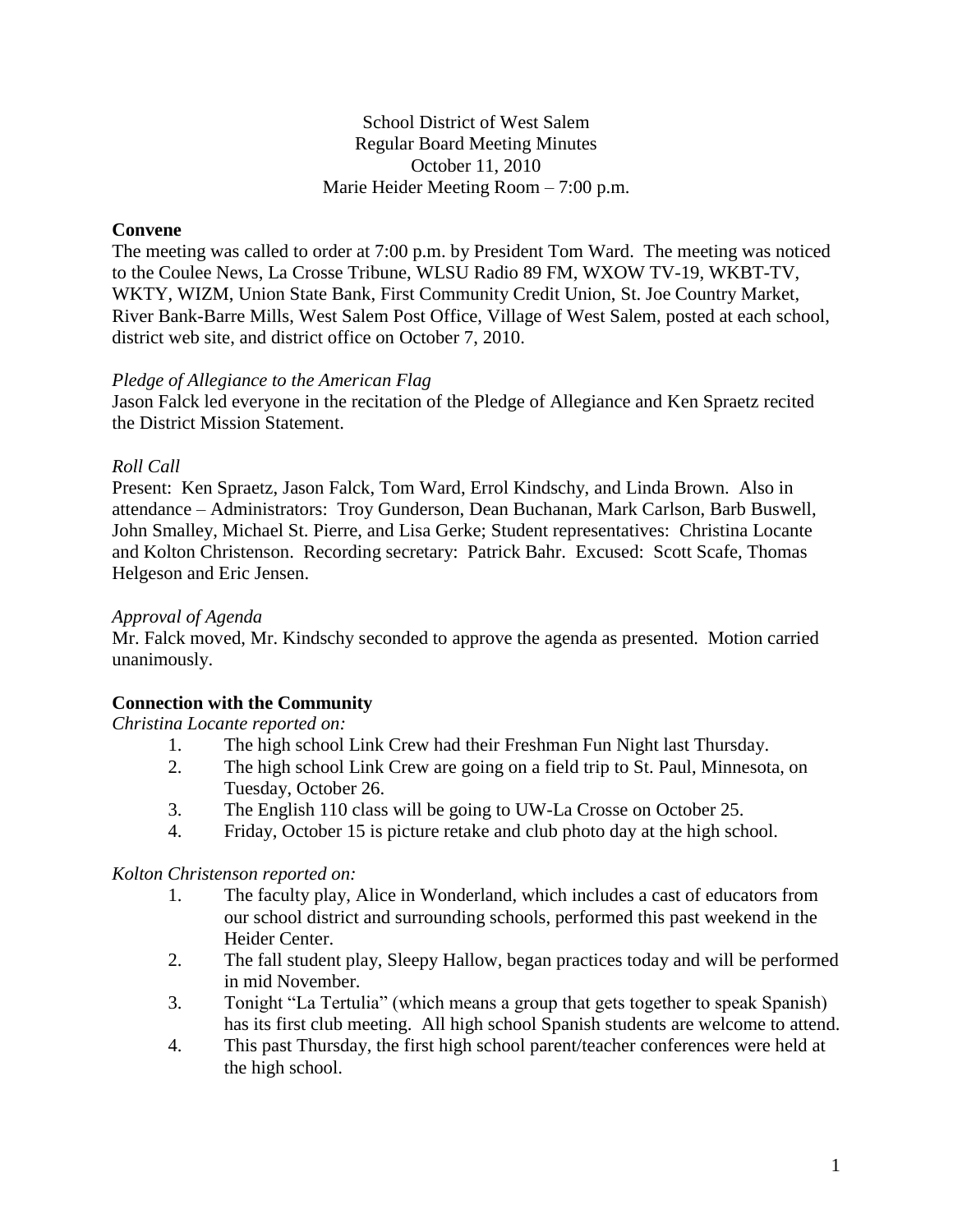School District of West Salem
Regular Board Meeting Minutes
October 11, 2010
Marie Heider Meeting Room – 7:00 p.m.

**Convene**

The meeting was called to order at 7:00 p.m. by President Tom Ward. The meeting was noticed to the Coulee News, La Crosse Tribune, WLSU Radio 89 FM, WXOW TV-19, WKBT-TV, WKTY, WIZM, Union State Bank, First Community Credit Union, St. Joe Country Market, River Bank-Barre Mills, West Salem Post Office, Village of West Salem, posted at each school, district web site, and district office on October 7, 2010.

*Pledge of Allegiance to the American Flag*

Jason Falck led everyone in the recitation of the Pledge of Allegiance and Ken Spraetz recited the District Mission Statement.

*Roll Call*

Present: Ken Spraetz, Jason Falck, Tom Ward, Errol Kindschy, and Linda Brown. Also in attendance – Administrators: Troy Gunderson, Dean Buchanan, Mark Carlson, Barb Buswell, John Smalley, Michael St. Pierre, and Lisa Gerke; Student representatives: Christina Locante and Kolton Christenson. Recording secretary: Patrick Bahr. Excused: Scott Scafe, Thomas Helgeson and Eric Jensen.

*Approval of Agenda*

Mr. Falck moved, Mr. Kindschy seconded to approve the agenda as presented. Motion carried unanimously.

**Connection with the Community**

*Christina Locante reported on:*

1. The high school Link Crew had their Freshman Fun Night last Thursday.
2. The high school Link Crew are going on a field trip to St. Paul, Minnesota, on Tuesday, October 26.
3. The English 110 class will be going to UW-La Crosse on October 25.
4. Friday, October 15 is picture retake and club photo day at the high school.

*Kolton Christenson reported on:*

1. The faculty play, Alice in Wonderland, which includes a cast of educators from our school district and surrounding schools, performed this past weekend in the Heider Center.
2. The fall student play, Sleepy Hallow, began practices today and will be performed in mid November.
3. Tonight "La Tertulia" (which means a group that gets together to speak Spanish) has its first club meeting. All high school Spanish students are welcome to attend.
4. This past Thursday, the first high school parent/teacher conferences were held at the high school.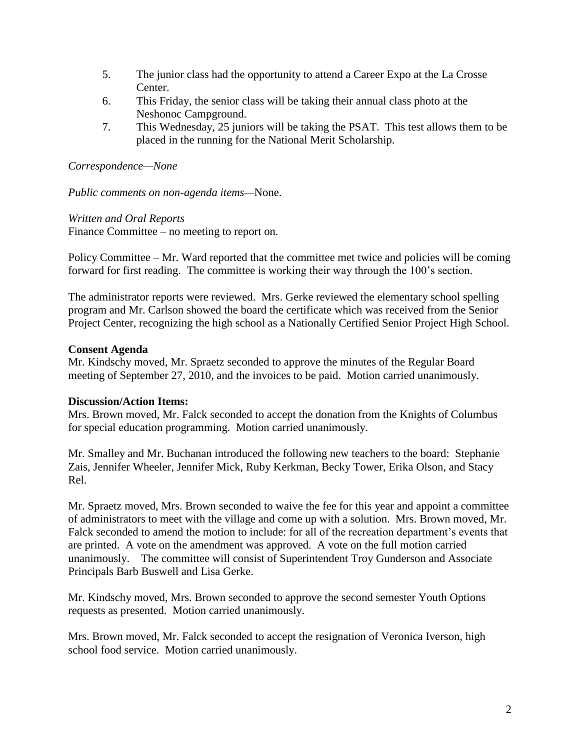5. The junior class had the opportunity to attend a Career Expo at the La Crosse Center.
6. This Friday, the senior class will be taking their annual class photo at the Neshonoc Campground.
7. This Wednesday, 25 juniors will be taking the PSAT. This test allows them to be placed in the running for the National Merit Scholarship.

*Correspondence—None*

*Public comments on non-agenda items*—None.

*Written and Oral Reports*
Finance Committee – no meeting to report on.

Policy Committee – Mr. Ward reported that the committee met twice and policies will be coming forward for first reading. The committee is working their way through the 100's section.

The administrator reports were reviewed. Mrs. Gerke reviewed the elementary school spelling program and Mr. Carlson showed the board the certificate which was received from the Senior Project Center, recognizing the high school as a Nationally Certified Senior Project High School.

**Consent Agenda**
Mr. Kindschy moved, Mr. Spraetz seconded to approve the minutes of the Regular Board meeting of September 27, 2010, and the invoices to be paid. Motion carried unanimously.

**Discussion/Action Items:**
Mrs. Brown moved, Mr. Falck seconded to accept the donation from the Knights of Columbus for special education programming. Motion carried unanimously.

Mr. Smalley and Mr. Buchanan introduced the following new teachers to the board: Stephanie Zais, Jennifer Wheeler, Jennifer Mick, Ruby Kerkman, Becky Tower, Erika Olson, and Stacy Rel.

Mr. Spraetz moved, Mrs. Brown seconded to waive the fee for this year and appoint a committee of administrators to meet with the village and come up with a solution. Mrs. Brown moved, Mr. Falck seconded to amend the motion to include: for all of the recreation department's events that are printed. A vote on the amendment was approved. A vote on the full motion carried unanimously. The committee will consist of Superintendent Troy Gunderson and Associate Principals Barb Buswell and Lisa Gerke.

Mr. Kindschy moved, Mrs. Brown seconded to approve the second semester Youth Options requests as presented. Motion carried unanimously.

Mrs. Brown moved, Mr. Falck seconded to accept the resignation of Veronica Iverson, high school food service. Motion carried unanimously.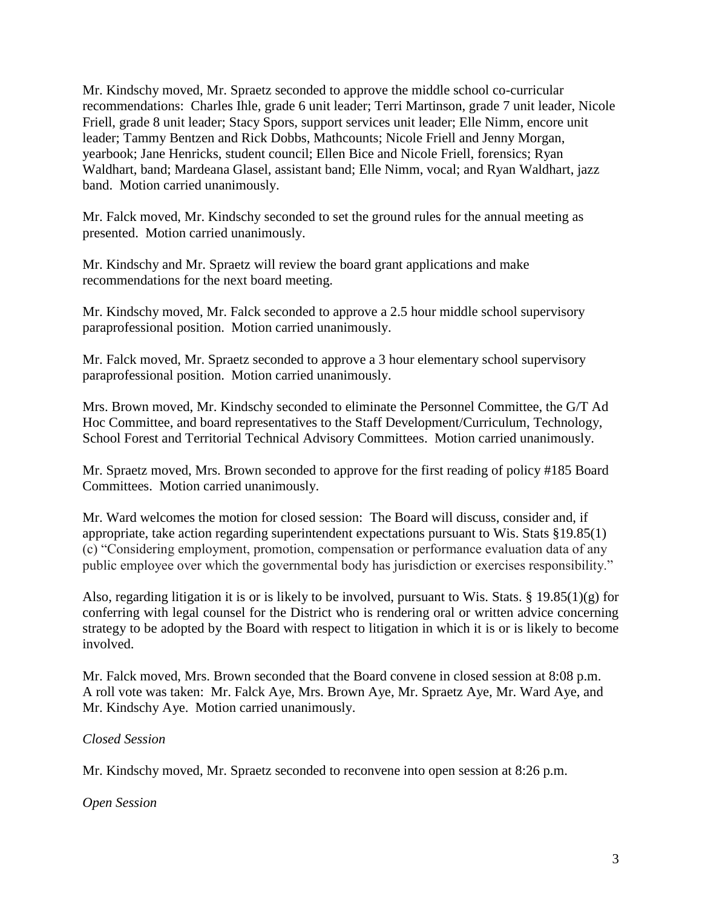Mr. Kindschy moved, Mr. Spraetz seconded to approve the middle school co-curricular recommendations: Charles Ihle, grade 6 unit leader; Terri Martinson, grade 7 unit leader, Nicole Friell, grade 8 unit leader; Stacy Spors, support services unit leader; Elle Nimm, encore unit leader; Tammy Bentzen and Rick Dobbs, Mathcounts; Nicole Friell and Jenny Morgan, yearbook; Jane Henricks, student council; Ellen Bice and Nicole Friell, forensics; Ryan Waldhart, band; Mardeana Glasel, assistant band; Elle Nimm, vocal; and Ryan Waldhart, jazz band. Motion carried unanimously.

Mr. Falck moved, Mr. Kindschy seconded to set the ground rules for the annual meeting as presented. Motion carried unanimously.

Mr. Kindschy and Mr. Spraetz will review the board grant applications and make recommendations for the next board meeting.

Mr. Kindschy moved, Mr. Falck seconded to approve a 2.5 hour middle school supervisory paraprofessional position. Motion carried unanimously.

Mr. Falck moved, Mr. Spraetz seconded to approve a 3 hour elementary school supervisory paraprofessional position. Motion carried unanimously.

Mrs. Brown moved, Mr. Kindschy seconded to eliminate the Personnel Committee, the G/T Ad Hoc Committee, and board representatives to the Staff Development/Curriculum, Technology, School Forest and Territorial Technical Advisory Committees. Motion carried unanimously.

Mr. Spraetz moved, Mrs. Brown seconded to approve for the first reading of policy #185 Board Committees. Motion carried unanimously.

Mr. Ward welcomes the motion for closed session: The Board will discuss, consider and, if appropriate, take action regarding superintendent expectations pursuant to Wis. Stats §19.85(1)(c) "Considering employment, promotion, compensation or performance evaluation data of any public employee over which the governmental body has jurisdiction or exercises responsibility."

Also, regarding litigation it is or is likely to be involved, pursuant to Wis. Stats. § 19.85(1)(g) for conferring with legal counsel for the District who is rendering oral or written advice concerning strategy to be adopted by the Board with respect to litigation in which it is or is likely to become involved.

Mr. Falck moved, Mrs. Brown seconded that the Board convene in closed session at 8:08 p.m. A roll vote was taken: Mr. Falck Aye, Mrs. Brown Aye, Mr. Spraetz Aye, Mr. Ward Aye, and Mr. Kindschy Aye. Motion carried unanimously.

*Closed Session*

Mr. Kindschy moved, Mr. Spraetz seconded to reconvene into open session at 8:26 p.m.

*Open Session*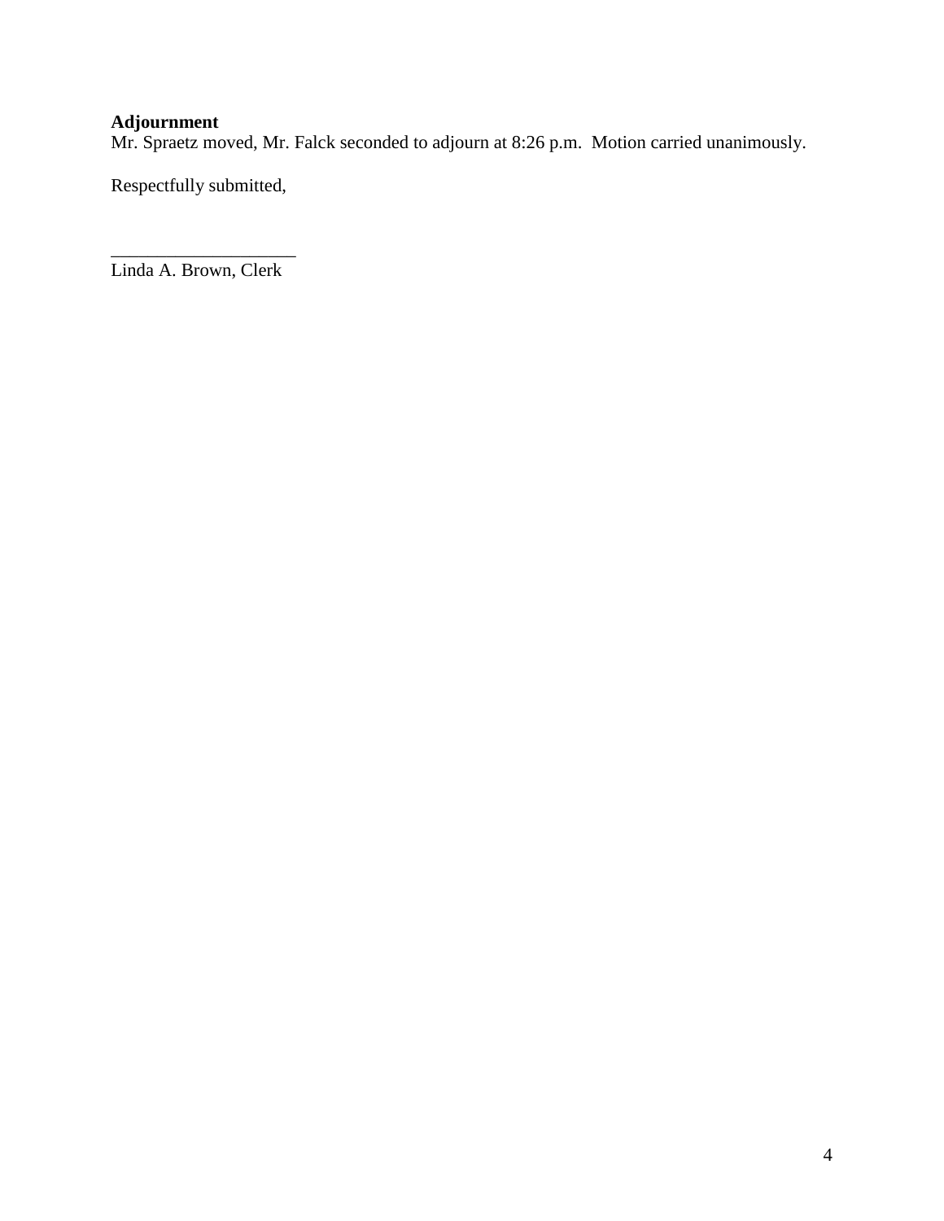**Adjournment**
Mr. Spraetz moved, Mr. Falck seconded to adjourn at 8:26 p.m. Motion carried unanimously.

Respectfully submitted,

____________________
Linda A. Brown, Clerk